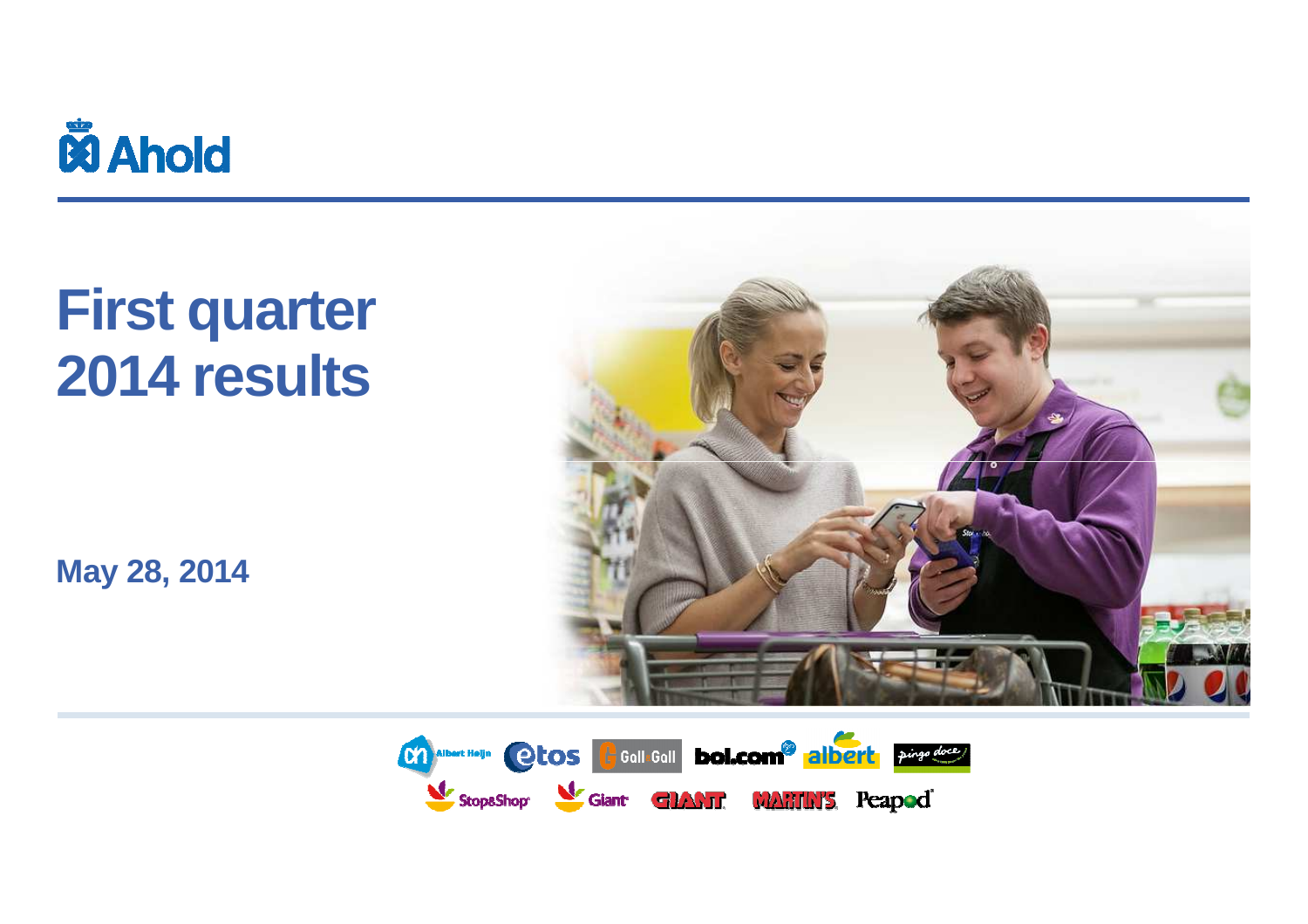Ahold

# First quarter 2014 results

May 28, 2014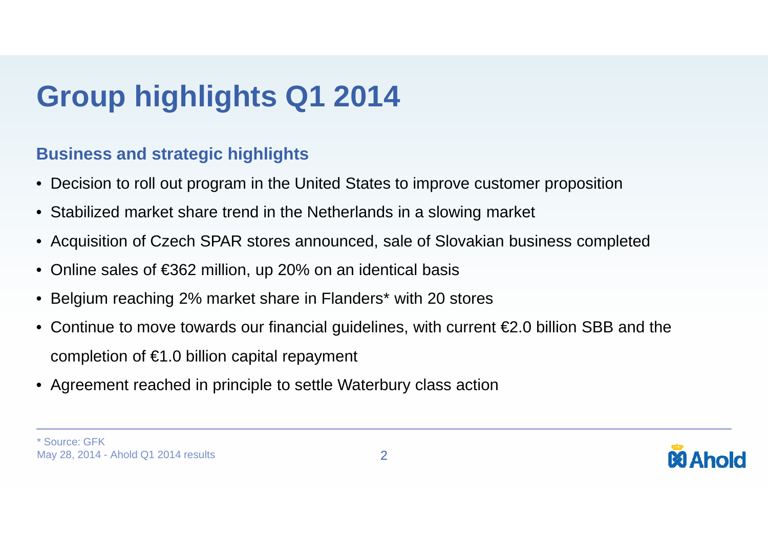# Group highlights Q1 2014

### Business and strategic highlights

- Decision to roll out program in the United States to improve customer proposition
- Stabilized market share trend in the Netherlands in a slowing market
- Acquisition of Czech SPAR stores announced, sale of Slovakian business completed
- Online sales of €362 million, up 20% on an identical basis
- Belgium reaching 2% market share in Flanders* with 20 stores
- Continue to move towards our financial guidelines, with current €2.0 billion SBB and the completion of €1.0 billion capital repayment
- Agreement reached in principle to settle Waterbury class action

* Source: GFK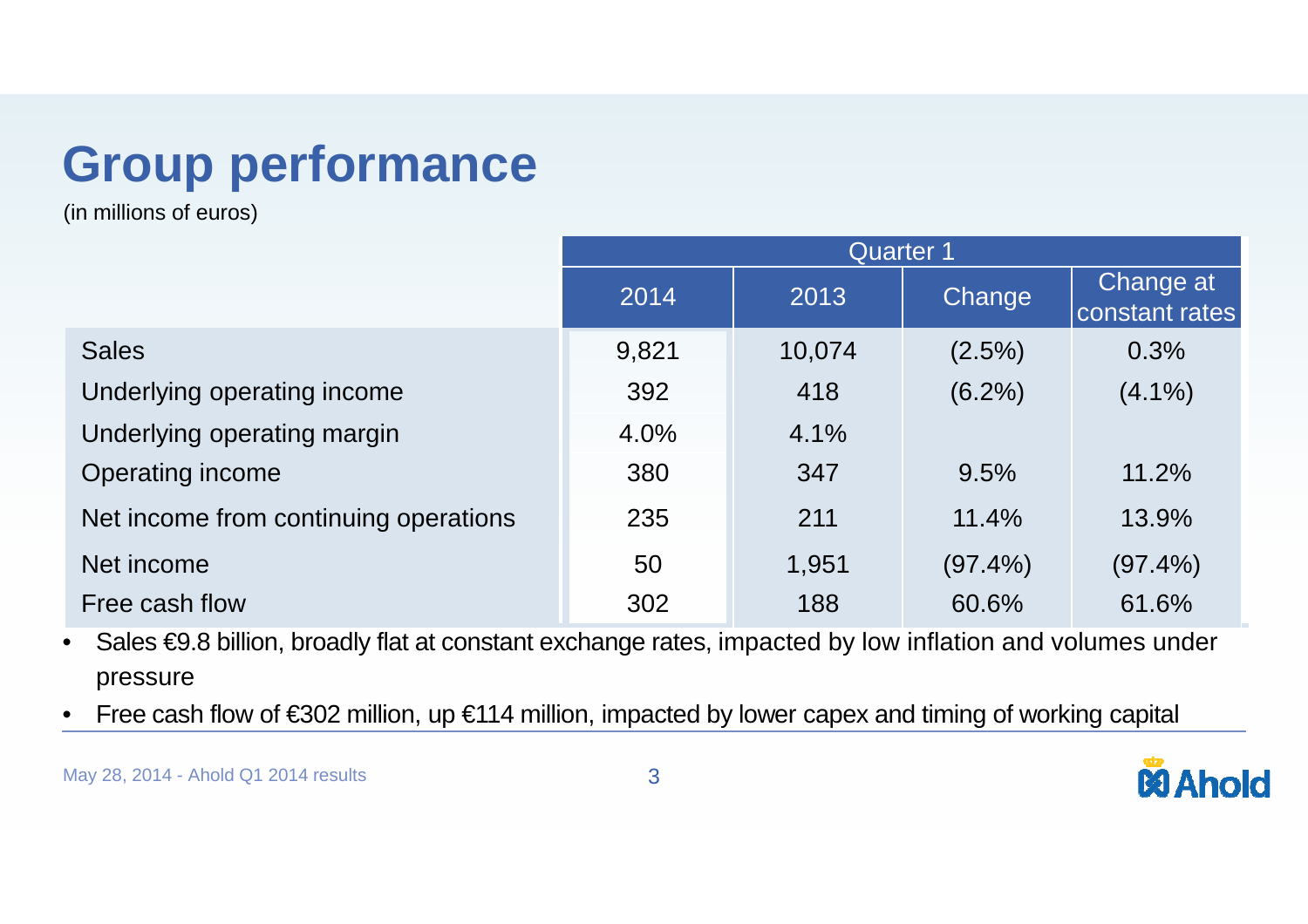# Group performance

(in millions of euros)

| | Quarter 1 | | | |
|---|---|---|---|---|
| | 2014 | 2013 | Change | Change at constant rates |
| Sales | 9,821 | 10,074 | (2.5%) | 0.3% |
| Underlying operating income | 392 | 418 | (6.2%) | (4.1%) |
| Underlying operating margin | 4.0% | 4.1% | | |
| Operating income | 380 | 347 | 9.5% | 11.2% |
| Net income from continuing operations | 235 | 211 | 11.4% | 13.9% |
| Net income | 50 | 1,951 | (97.4%) | (97.4%) |
| Free cash flow | 302 | 188 | 60.6% | 61.6% |

- Sales €9.8 billion, broadly flat at constant exchange rates, impacted by low inflation and volumes under pressure
- Free cash flow of €302 million, up €114 million, impacted by lower capex and timing of working capital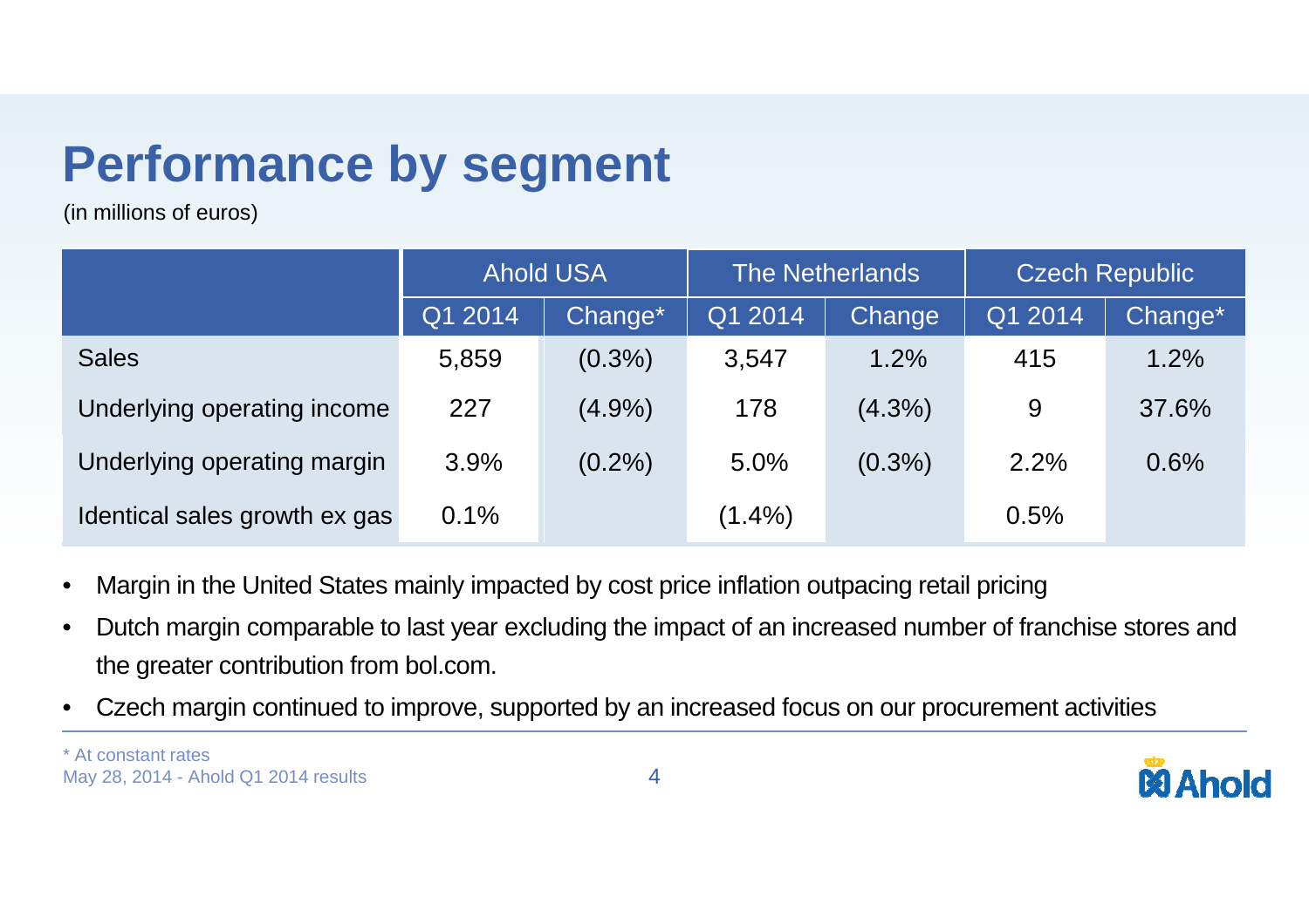# Performance by segment

(in millions of euros)

| | Ahold USA | | The Netherlands | | Czech Republic | |
|---|---|---|---|---|---|---|
| | Q1 2014 | Change* | Q1 2014 | Change | Q1 2014 | Change* |
| Sales | 5,859 | (0.3%) | 3,547 | 1.2% | 415 | 1.2% |
| Underlying operating income | 227 | (4.9%) | 178 | (4.3%) | 9 | 37.6% |
| Underlying operating margin | 3.9% | (0.2%) | 5.0% | (0.3%) | 2.2% | 0.6% |
| Identical sales growth ex gas | 0.1% | | (1.4%) | | 0.5% | |

- Margin in the United States mainly impacted by cost price inflation outpacing retail pricing
- Dutch margin comparable to last year excluding the impact of an increased number of franchise stores and the greater contribution from bol.com.
- Czech margin continued to improve, supported by an increased focus on our procurement activities

* At constant rates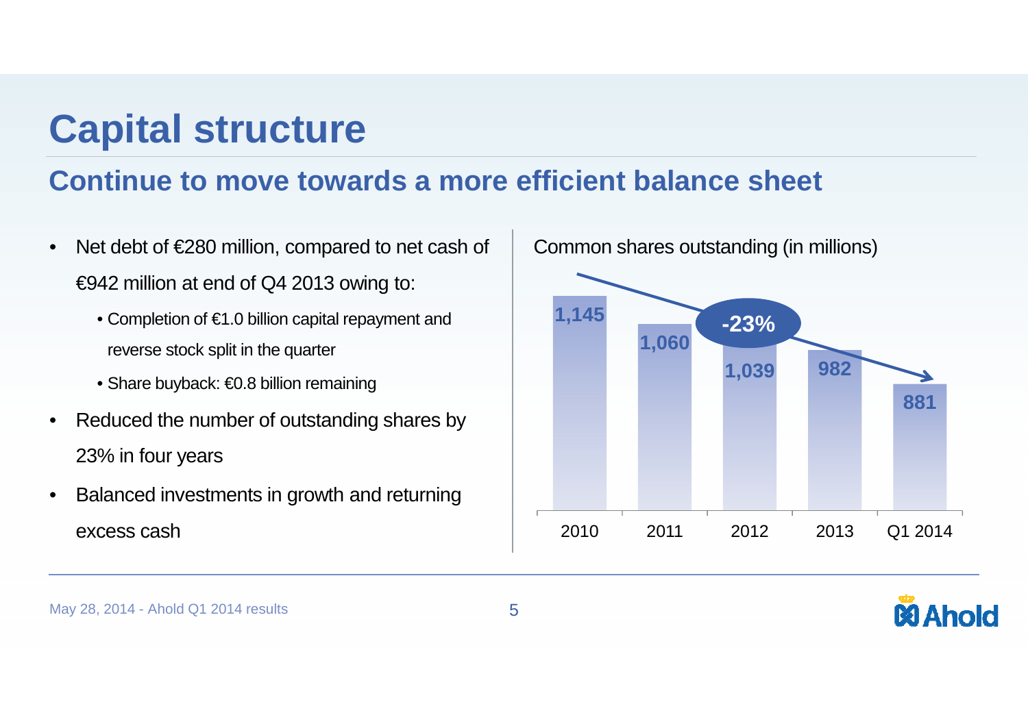# Capital structure

## Continue to move towards a more efficient balance sheet

- Net debt of €280 million, compared to net cash of €942 million at end of Q4 2013 owing to:
  - Completion of €1.0 billion capital repayment and reverse stock split in the quarter
  - Share buyback: €0.8 billion remaining
- Reduced the number of outstanding shares by 23% in four years
- Balanced investments in growth and returning excess cash

Common shares outstanding (in millions)

| 2010 | 2011 | 2012 | 2013 | Q1 2014 |
|---|---|---|---|---|
| 1,145 | 1,060 | 1,039 | 982 | 881 |

-23%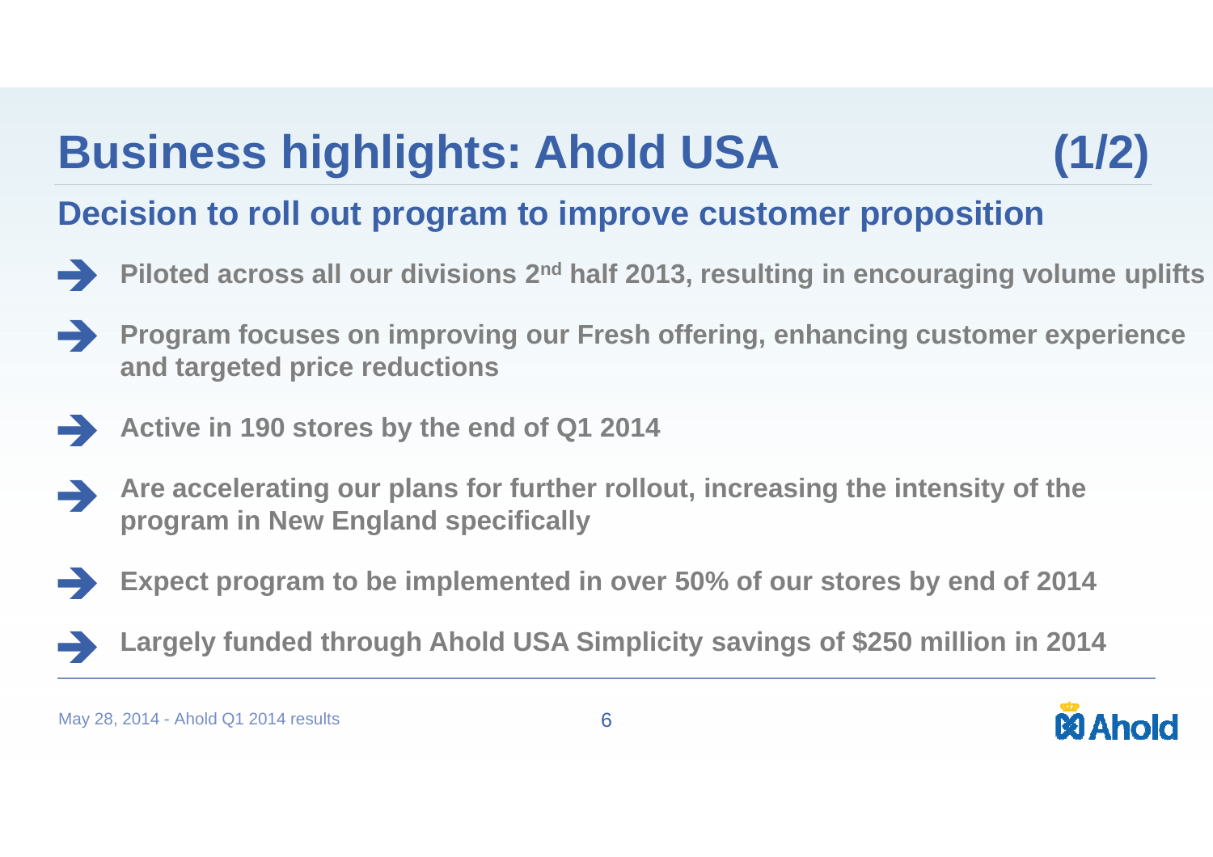# Business highlights: Ahold USA (1/2)

## Decision to roll out program to improve customer proposition

- Piloted across all our divisions 2nd half 2013, resulting in encouraging volume uplifts
- Program focuses on improving our Fresh offering, enhancing customer experience and targeted price reductions
- Active in 190 stores by the end of Q1 2014
- Are accelerating our plans for further rollout, increasing the intensity of the program in New England specifically
- Expect program to be implemented in over 50% of our stores by end of 2014
- Largely funded through Ahold USA Simplicity savings of $250 million in 2014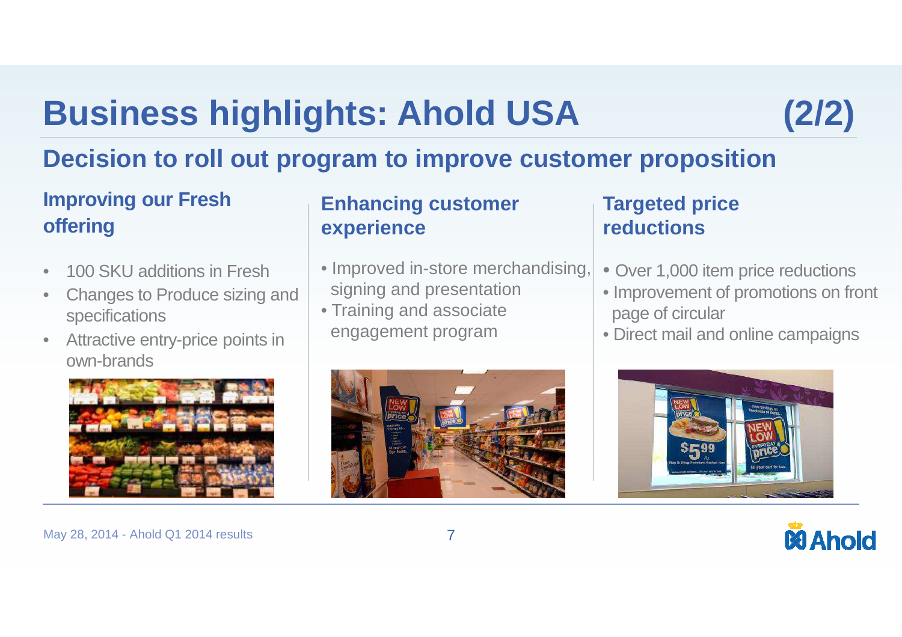# Business highlights: Ahold USA (2/2)

## Decision to roll out program to improve customer proposition

### Improving our Fresh offering

- 100 SKU additions in Fresh
- Changes to Produce sizing and specifications
- Attractive entry-price points in own-brands

### Enhancing customer experience

- Improved in-store merchandising, signing and presentation
- Training and associate engagement program

### Targeted price reductions

- Over 1,000 item price reductions
- Improvement of promotions on front page of circular
- Direct mail and online campaigns

May 28, 2014 - Ahold Q1 2014 results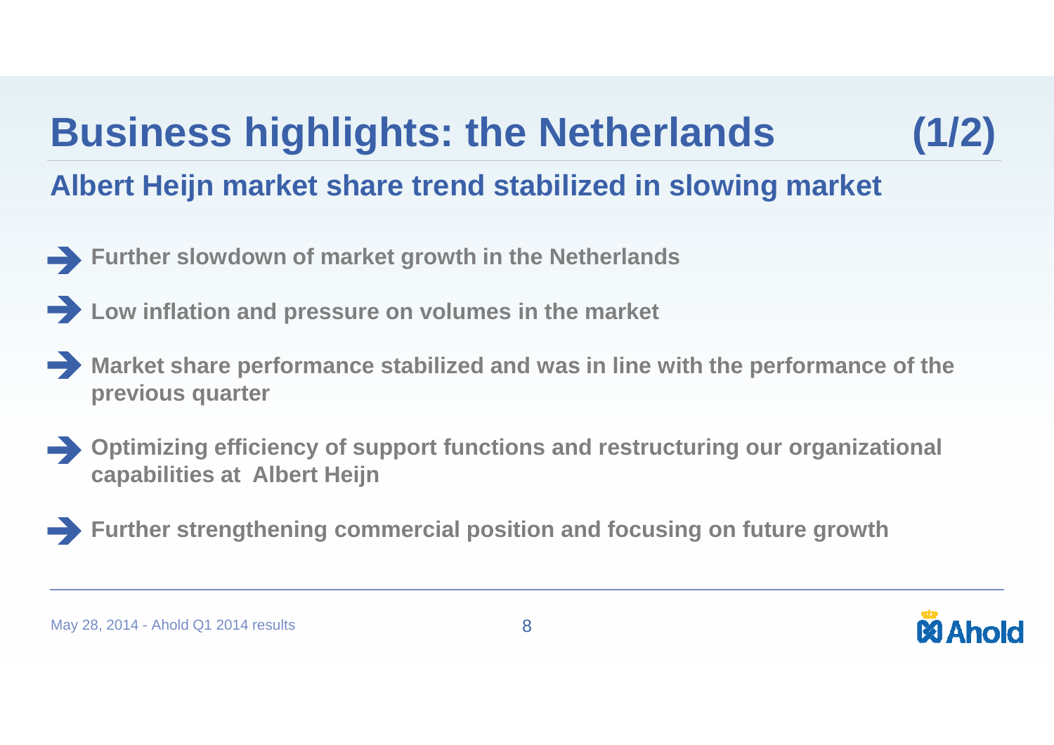# Business highlights: the Netherlands (1/2)

## Albert Heijn market share trend stabilized in slowing market

- Further slowdown of market growth in the Netherlands
- Low inflation and pressure on volumes in the market
- Market share performance stabilized and was in line with the performance of the previous quarter
- Optimizing efficiency of support functions and restructuring our organizational capabilities at Albert Heijn
- Further strengthening commercial position and focusing on future growth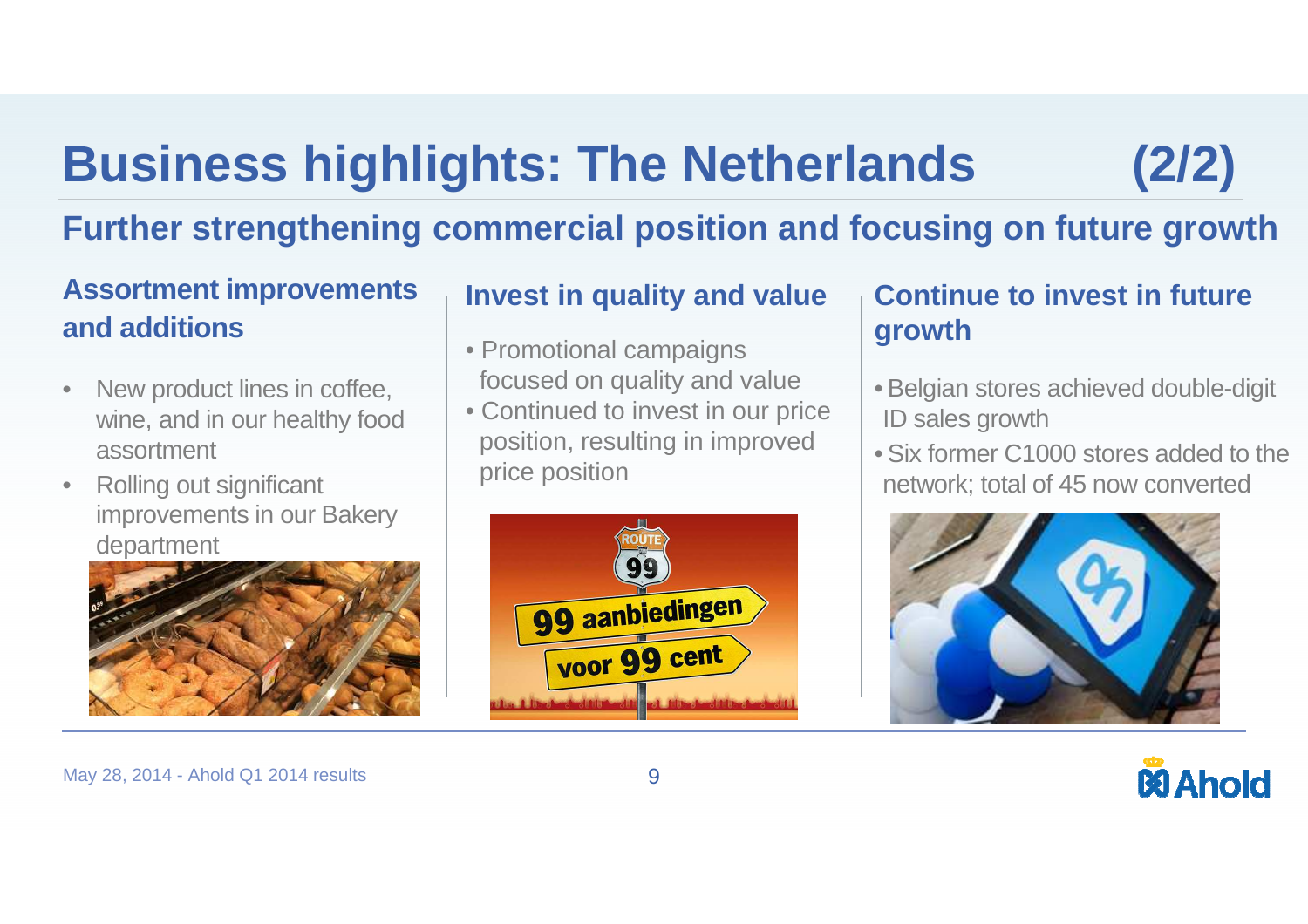# Business highlights: The Netherlands (2/2)

## Further strengthening commercial position and focusing on future growth

### Assortment improvements and additions

- New product lines in coffee, wine, and in our healthy food assortment
- Rolling out significant improvements in our Bakery department

### Invest in quality and value

- Promotional campaigns focused on quality and value
- Continued to invest in our price position, resulting in improved price position

### Continue to invest in future growth

- Belgian stores achieved double-digit ID sales growth
- Six former C1000 stores added to the network; total of 45 now converted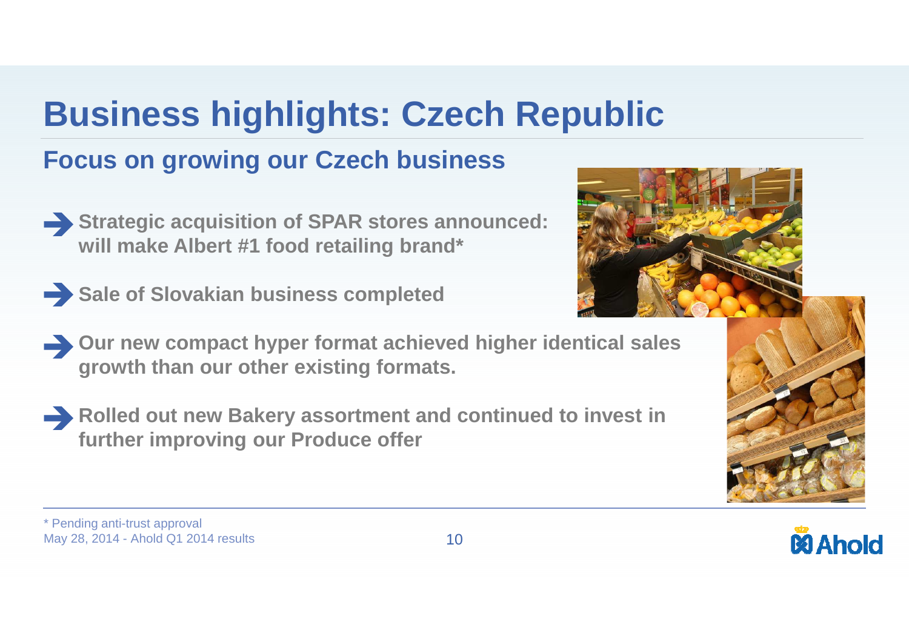# Business highlights: Czech Republic

## Focus on growing our Czech business

- **Strategic acquisition of SPAR stores announced: will make Albert #1 food retailing brand***
- **Sale of Slovakian business completed**
- **Our new compact hyper format achieved higher identical sales growth than our other existing formats.**
- **Rolled out new Bakery assortment and continued to invest in further improving our Produce offer**

* Pending anti-trust approval

May 28, 2014 - Ahold Q1 2014 results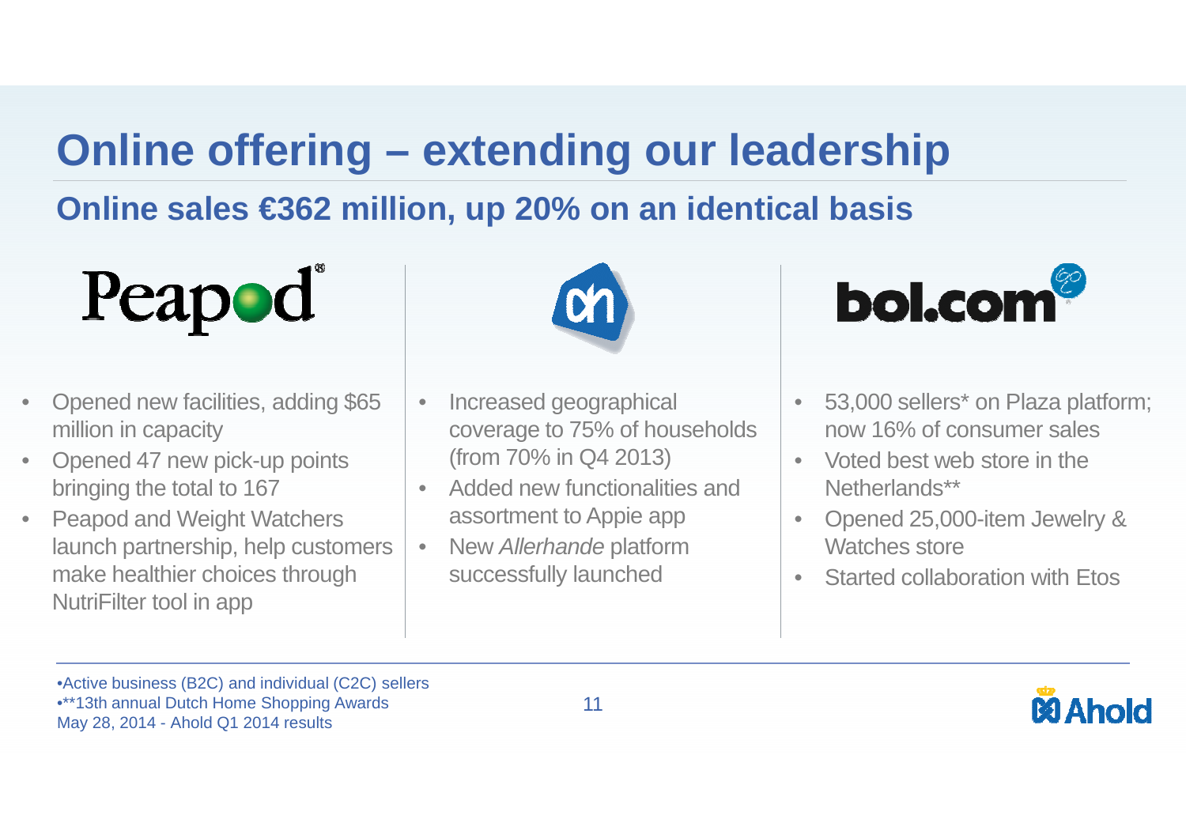# Online offering – extending our leadership

## Online sales €362 million, up 20% on an identical basis

Peapod

- Opened new facilities, adding $65 million in capacity
- Opened 47 new pick-up points bringing the total to 167
- Peapod and Weight Watchers launch partnership, help customers make healthier choices through NutriFilter tool in app

ah

- Increased geographical coverage to 75% of households (from 70% in Q4 2013)
- Added new functionalities and assortment to Appie app
- New *Allerhande* platform successfully launched

bol.com

- 53,000 sellers* on Plaza platform; now 16% of consumer sales
- Voted best web store in the Netherlands**
- Opened 25,000-item Jewelry & Watches store
- Started collaboration with Etos

•Active business (B2C) and individual (C2C) sellers
•**13th annual Dutch Home Shopping Awards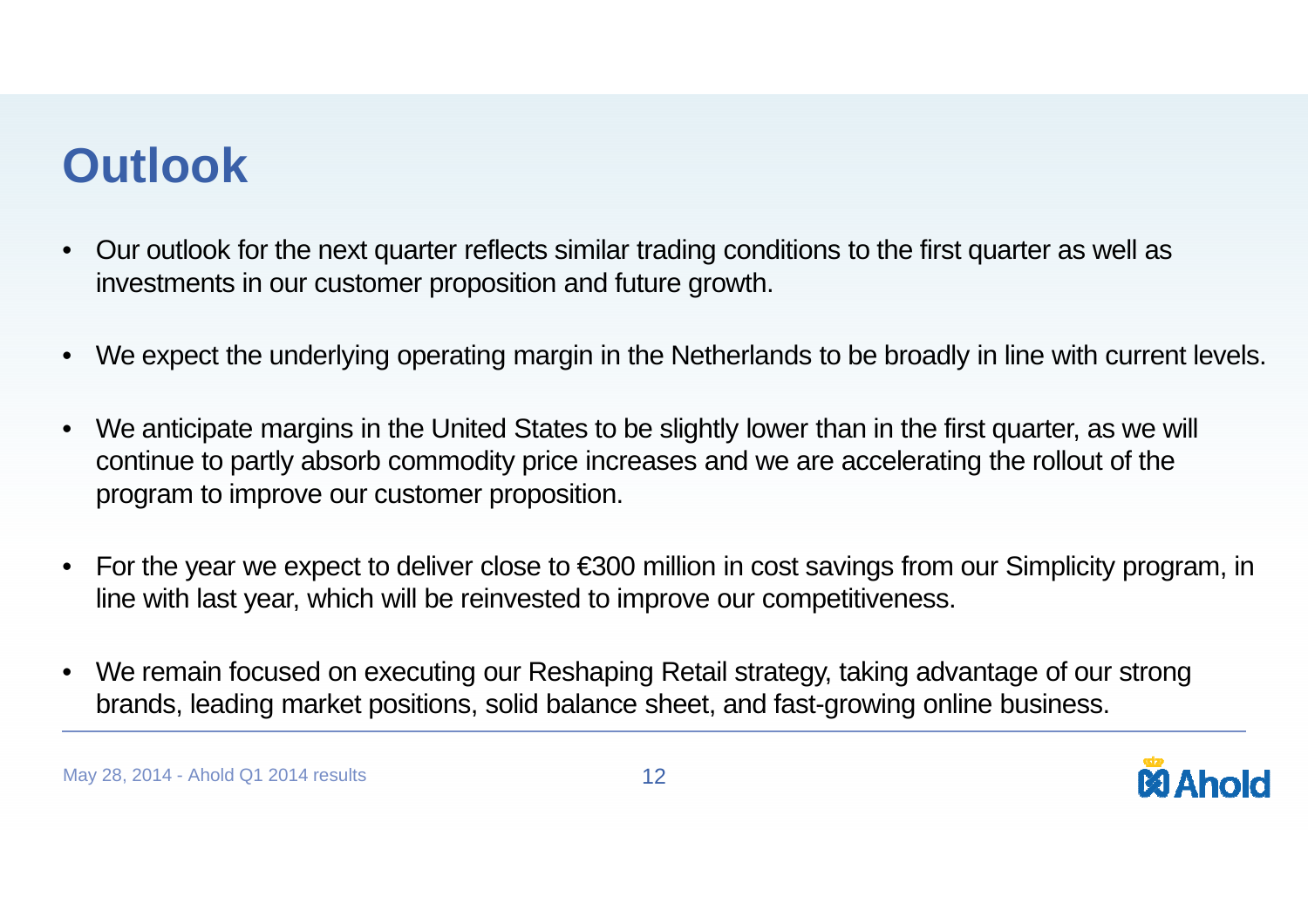# Outlook

- Our outlook for the next quarter reflects similar trading conditions to the first quarter as well as investments in our customer proposition and future growth.
- We expect the underlying operating margin in the Netherlands to be broadly in line with current levels.
- We anticipate margins in the United States to be slightly lower than in the first quarter, as we will continue to partly absorb commodity price increases and we are accelerating the rollout of the program to improve our customer proposition.
- For the year we expect to deliver close to €300 million in cost savings from our Simplicity program, in line with last year, which will be reinvested to improve our competitiveness.
- We remain focused on executing our Reshaping Retail strategy, taking advantage of our strong brands, leading market positions, solid balance sheet, and fast-growing online business.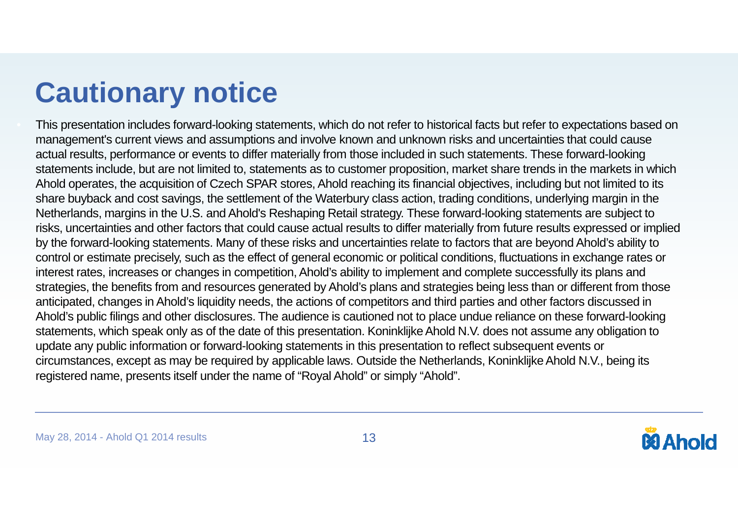# Cautionary notice

This presentation includes forward-looking statements, which do not refer to historical facts but refer to expectations based on management's current views and assumptions and involve known and unknown risks and uncertainties that could cause actual results, performance or events to differ materially from those included in such statements. These forward-looking statements include, but are not limited to, statements as to customer proposition, market share trends in the markets in which Ahold operates, the acquisition of Czech SPAR stores, Ahold reaching its financial objectives, including but not limited to its share buyback and cost savings, the settlement of the Waterbury class action, trading conditions, underlying margin in the Netherlands, margins in the U.S. and Ahold's Reshaping Retail strategy. These forward-looking statements are subject to risks, uncertainties and other factors that could cause actual results to differ materially from future results expressed or implied by the forward-looking statements. Many of these risks and uncertainties relate to factors that are beyond Ahold's ability to control or estimate precisely, such as the effect of general economic or political conditions, fluctuations in exchange rates or interest rates, increases or changes in competition, Ahold's ability to implement and complete successfully its plans and strategies, the benefits from and resources generated by Ahold's plans and strategies being less than or different from those anticipated, changes in Ahold's liquidity needs, the actions of competitors and third parties and other factors discussed in Ahold's public filings and other disclosures. The audience is cautioned not to place undue reliance on these forward-looking statements, which speak only as of the date of this presentation. Koninklijke Ahold N.V. does not assume any obligation to update any public information or forward-looking statements in this presentation to reflect subsequent events or circumstances, except as may be required by applicable laws. Outside the Netherlands, Koninklijke Ahold N.V., being its registered name, presents itself under the name of "Royal Ahold" or simply "Ahold".